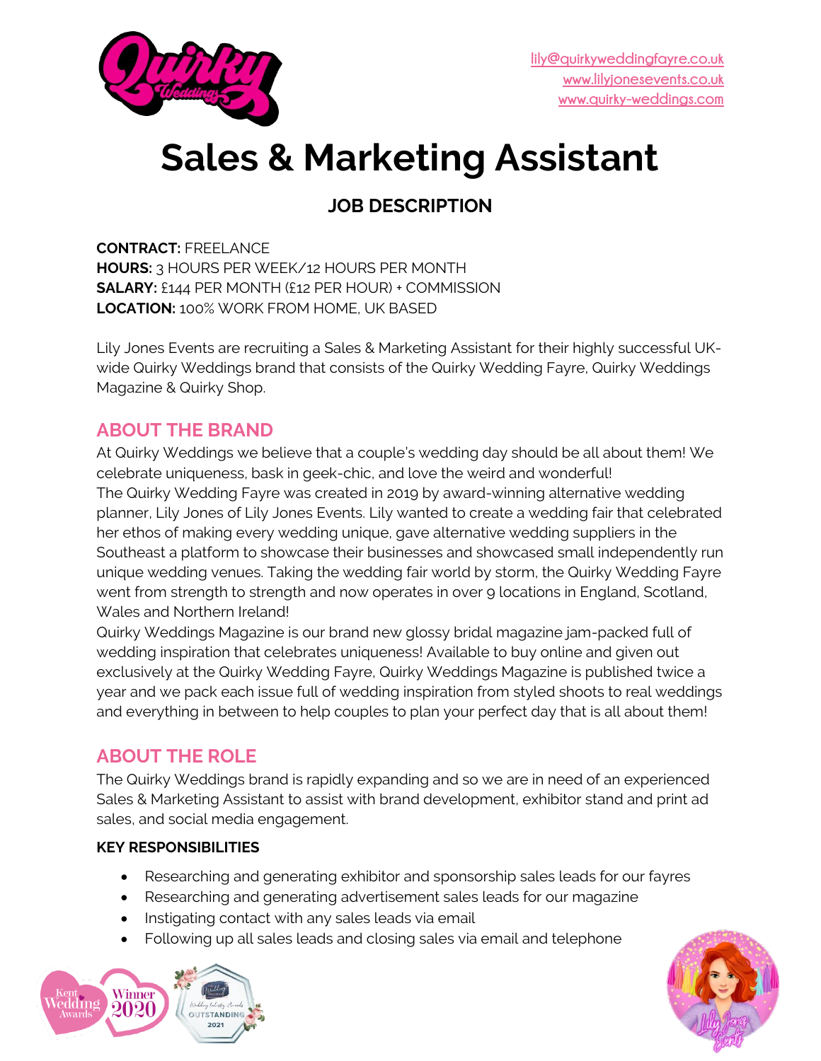lily@quirkyweddingfayre.co.uk
www.lilyjonesevents.co.uk
www.quirky-weddings.com

# Sales & Marketing Assistant

## JOB DESCRIPTION

**CONTRACT:** FREELANCE
**HOURS:** 3 HOURS PER WEEK/12 HOURS PER MONTH
**SALARY:** £144 PER MONTH (£12 PER HOUR) + COMMISSION
**LOCATION:** 100% WORK FROM HOME, UK BASED

Lily Jones Events are recruiting a Sales & Marketing Assistant for their highly successful UK-wide Quirky Weddings brand that consists of the Quirky Wedding Fayre, Quirky Weddings Magazine & Quirky Shop.

## ABOUT THE BRAND

At Quirky Weddings we believe that a couple's wedding day should be all about them! We celebrate uniqueness, bask in geek-chic, and love the weird and wonderful!
The Quirky Wedding Fayre was created in 2019 by award-winning alternative wedding planner, Lily Jones of Lily Jones Events. Lily wanted to create a wedding fair that celebrated her ethos of making every wedding unique, gave alternative wedding suppliers in the Southeast a platform to showcase their businesses and showcased small independently run unique wedding venues. Taking the wedding fair world by storm, the Quirky Wedding Fayre went from strength to strength and now operates in over 9 locations in England, Scotland, Wales and Northern Ireland!
Quirky Weddings Magazine is our brand new glossy bridal magazine jam-packed full of wedding inspiration that celebrates uniqueness! Available to buy online and given out exclusively at the Quirky Wedding Fayre, Quirky Weddings Magazine is published twice a year and we pack each issue full of wedding inspiration from styled shoots to real weddings and everything in between to help couples to plan your perfect day that is all about them!

## ABOUT THE ROLE

The Quirky Weddings brand is rapidly expanding and so we are in need of an experienced Sales & Marketing Assistant to assist with brand development, exhibitor stand and print ad sales, and social media engagement.

### KEY RESPONSIBILITIES

- Researching and generating exhibitor and sponsorship sales leads for our fayres
- Researching and generating advertisement sales leads for our magazine
- Instigating contact with any sales leads via email
- Following up all sales leads and closing sales via email and telephone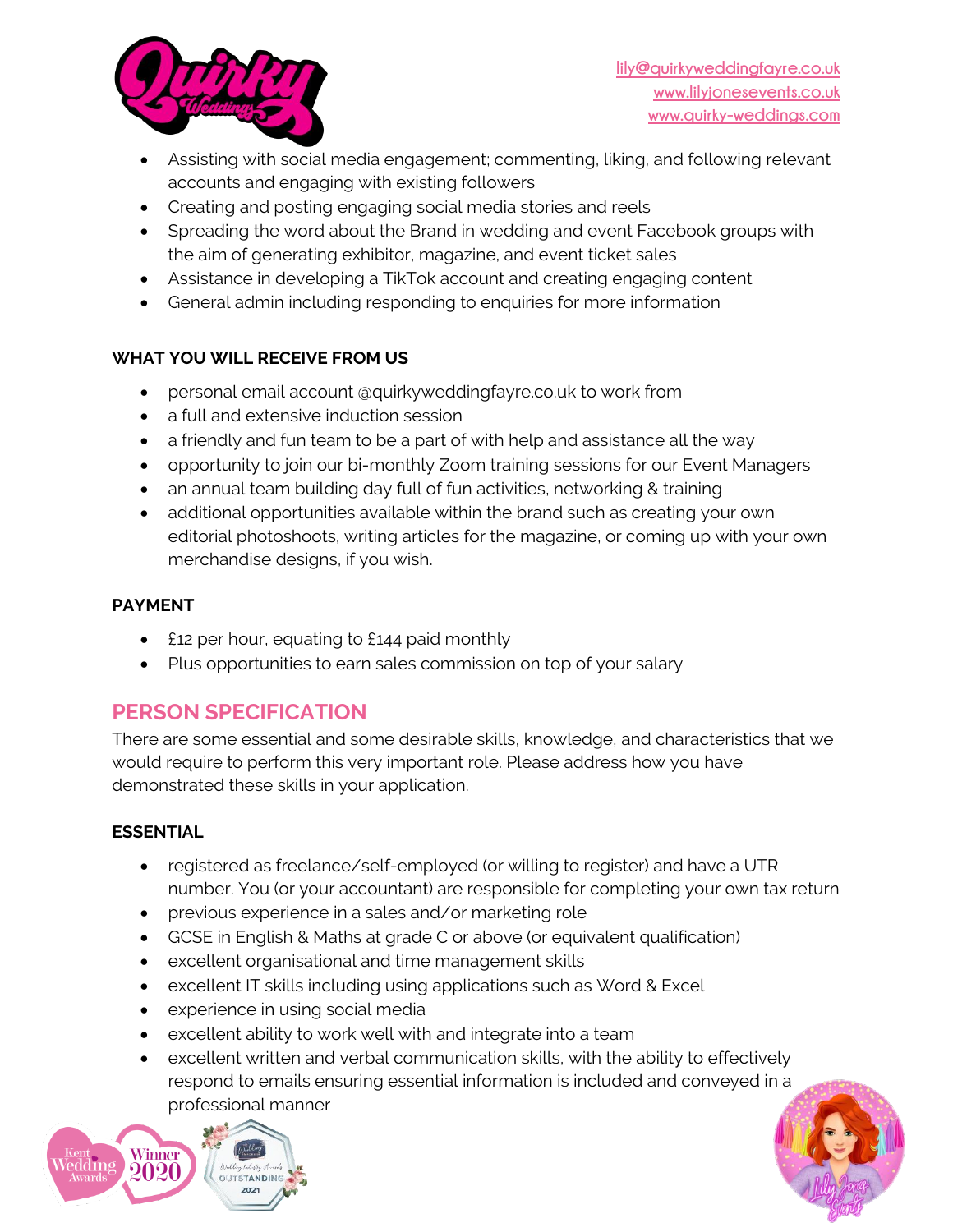- Assisting with social media engagement; commenting, liking, and following relevant accounts and engaging with existing followers
- Creating and posting engaging social media stories and reels
- Spreading the word about the Brand in wedding and event Facebook groups with the aim of generating exhibitor, magazine, and event ticket sales
- Assistance in developing a TikTok account and creating engaging content
- General admin including responding to enquiries for more information

**WHAT YOU WILL RECEIVE FROM US**

- personal email account @quirkyweddingfayre.co.uk to work from
- a full and extensive induction session
- a friendly and fun team to be a part of with help and assistance all the way
- opportunity to join our bi-monthly Zoom training sessions for our Event Managers
- an annual team building day full of fun activities, networking & training
- additional opportunities available within the brand such as creating your own editorial photoshoots, writing articles for the magazine, or coming up with your own merchandise designs, if you wish.

**PAYMENT**

- £12 per hour, equating to £144 paid monthly
- Plus opportunities to earn sales commission on top of your salary

## PERSON SPECIFICATION

There are some essential and some desirable skills, knowledge, and characteristics that we would require to perform this very important role. Please address how you have demonstrated these skills in your application.

**ESSENTIAL**

- registered as freelance/self-employed (or willing to register) and have a UTR number. You (or your accountant) are responsible for completing your own tax return
- previous experience in a sales and/or marketing role
- GCSE in English & Maths at grade C or above (or equivalent qualification)
- excellent organisational and time management skills
- excellent IT skills including using applications such as Word & Excel
- experience in using social media
- excellent ability to work well with and integrate into a team
- excellent written and verbal communication skills, with the ability to effectively respond to emails ensuring essential information is included and conveyed in a professional manner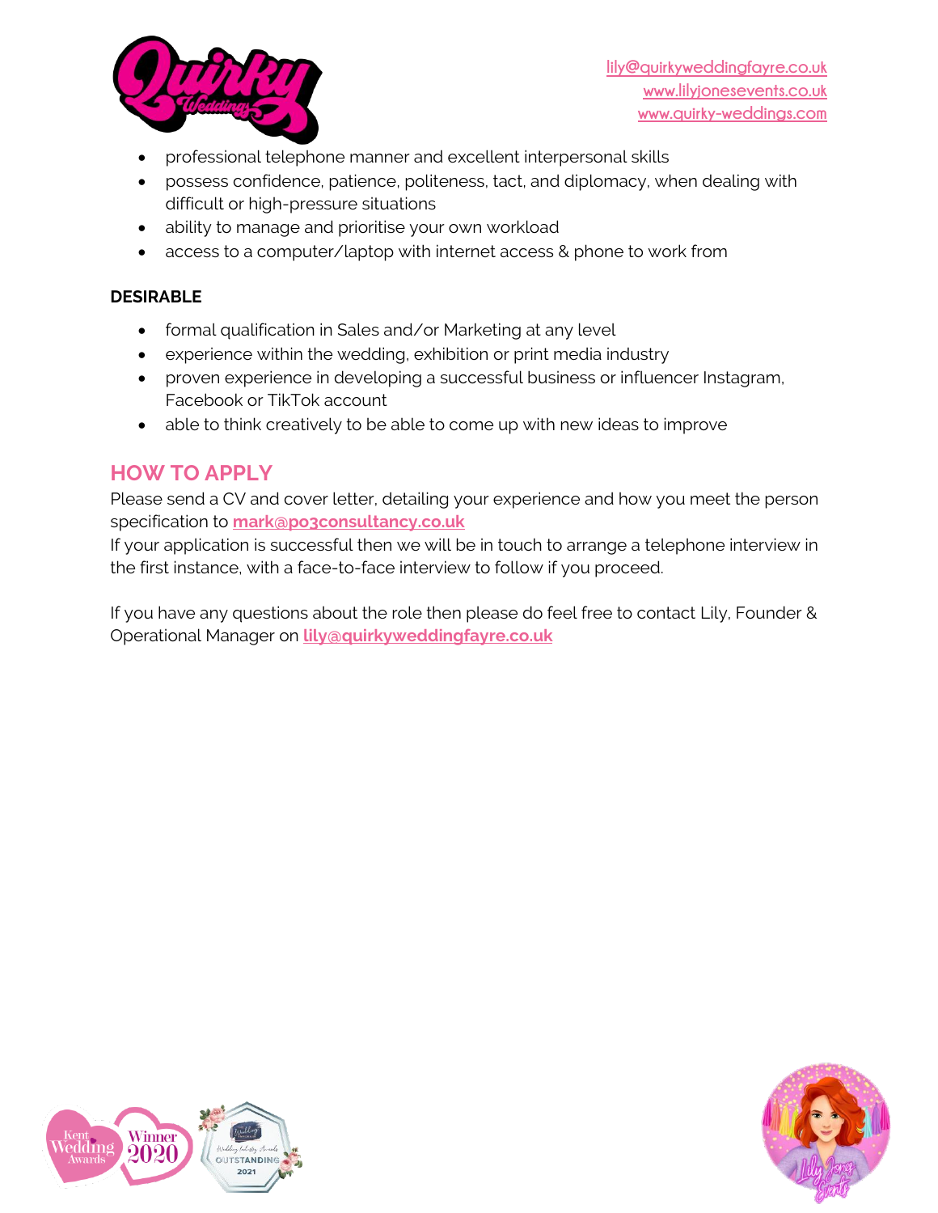- professional telephone manner and excellent interpersonal skills
- possess confidence, patience, politeness, tact, and diplomacy, when dealing with difficult or high-pressure situations
- ability to manage and prioritise your own workload
- access to a computer/laptop with internet access & phone to work from

**DESIRABLE**

- formal qualification in Sales and/or Marketing at any level
- experience within the wedding, exhibition or print media industry
- proven experience in developing a successful business or influencer Instagram, Facebook or TikTok account
- able to think creatively to be able to come up with new ideas to improve

## HOW TO APPLY

Please send a CV and cover letter, detailing your experience and how you meet the person specification to **mark@po3consultancy.co.uk**
If your application is successful then we will be in touch to arrange a telephone interview in the first instance, with a face-to-face interview to follow if you proceed.

If you have any questions about the role then please do feel free to contact Lily, Founder & Operational Manager on **lily@quirkyweddingfayre.co.uk**